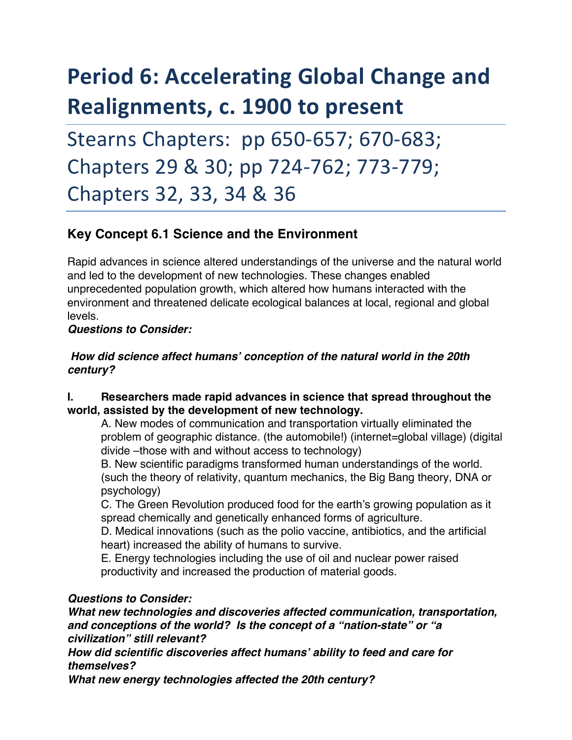# Period 6: Accelerating Global Change and Realignments, c. 1900 to present

## Stearns Chapters: pp 650-657; 670-683; Chapters 29 & 30; pp 724-762; 773-779; Chapters 32, 33, 34 & 36

### Key Concept 6.1 Science and the Environment

Rapid advances in science altered understandings of the universe and the natural world and led to the development of new technologies. These changes enabled unprecedented population growth, which altered how humans interacted with the environment and threatened delicate ecological balances at local, regional and global levels.

***Questions to Consider:***

***How did science affect humans' conception of the natural world in the 20th century?***

**I. Researchers made rapid advances in science that spread throughout the world, assisted by the development of new technology.**

A. New modes of communication and transportation virtually eliminated the problem of geographic distance. (the automobile!) (internet=global village) (digital divide –those with and without access to technology)

B. New scientific paradigms transformed human understandings of the world. (such the theory of relativity, quantum mechanics, the Big Bang theory, DNA or psychology)

C. The Green Revolution produced food for the earth's growing population as it spread chemically and genetically enhanced forms of agriculture.

D. Medical innovations (such as the polio vaccine, antibiotics, and the artificial heart) increased the ability of humans to survive.

E. Energy technologies including the use of oil and nuclear power raised productivity and increased the production of material goods.

***Questions to Consider:***

***What new technologies and discoveries affected communication, transportation, and conceptions of the world? Is the concept of a "nation-state" or "a civilization" still relevant?***

***How did scientific discoveries affect humans' ability to feed and care for themselves?***

***What new energy technologies affected the 20th century?***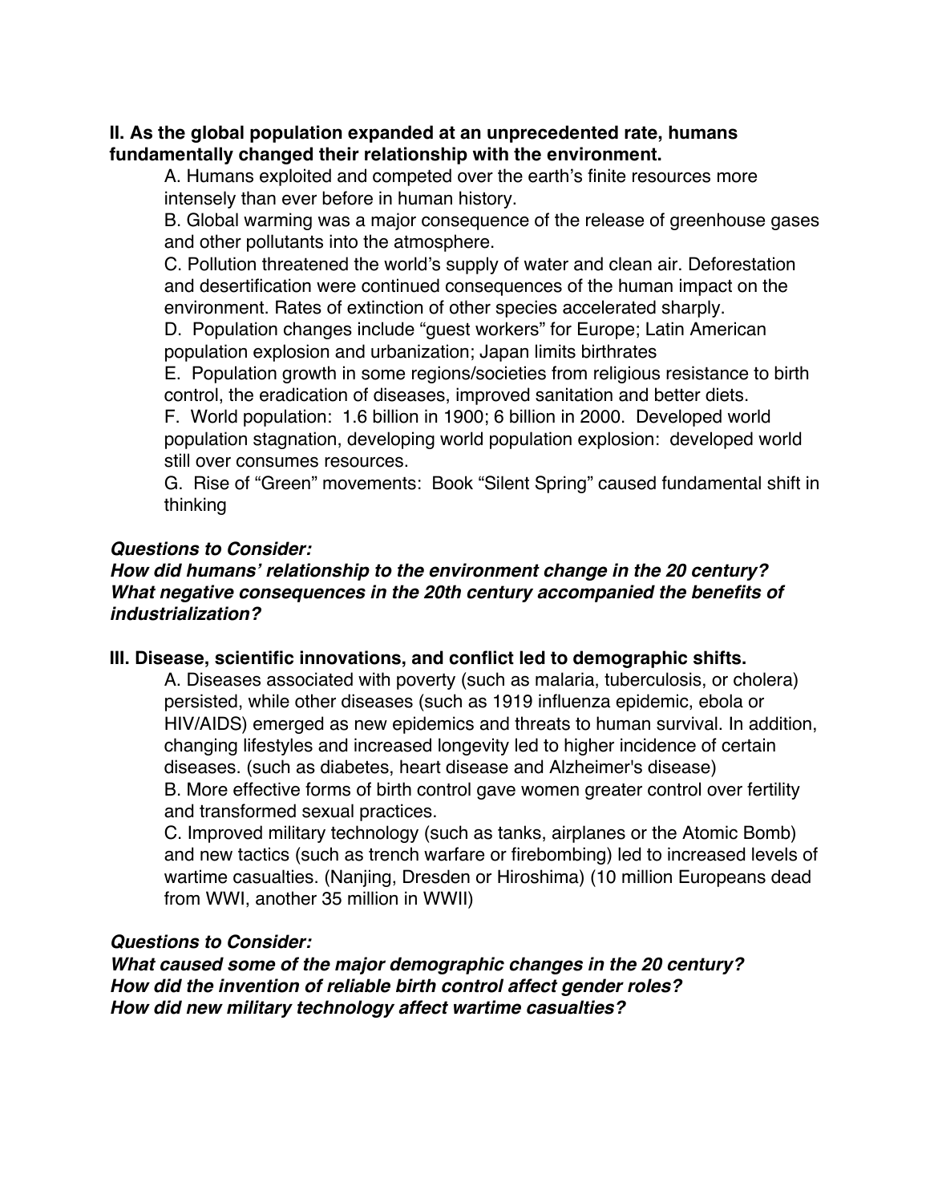**II. As the global population expanded at an unprecedented rate, humans fundamentally changed their relationship with the environment.**

A. Humans exploited and competed over the earth's finite resources more intensely than ever before in human history.

B. Global warming was a major consequence of the release of greenhouse gases and other pollutants into the atmosphere.

C. Pollution threatened the world's supply of water and clean air. Deforestation and desertification were continued consequences of the human impact on the environment. Rates of extinction of other species accelerated sharply.

D. Population changes include "guest workers" for Europe; Latin American population explosion and urbanization; Japan limits birthrates

E. Population growth in some regions/societies from religious resistance to birth control, the eradication of diseases, improved sanitation and better diets.

F. World population: 1.6 billion in 1900; 6 billion in 2000. Developed world population stagnation, developing world population explosion: developed world still over consumes resources.

G. Rise of "Green" movements: Book "Silent Spring" caused fundamental shift in thinking

***Questions to Consider:***
***How did humans' relationship to the environment change in the 20 century?***
***What negative consequences in the 20th century accompanied the benefits of industrialization?***

**III. Disease, scientific innovations, and conflict led to demographic shifts.**

A. Diseases associated with poverty (such as malaria, tuberculosis, or cholera) persisted, while other diseases (such as 1919 influenza epidemic, ebola or HIV/AIDS) emerged as new epidemics and threats to human survival. In addition, changing lifestyles and increased longevity led to higher incidence of certain diseases. (such as diabetes, heart disease and Alzheimer's disease)

B. More effective forms of birth control gave women greater control over fertility and transformed sexual practices.

C. Improved military technology (such as tanks, airplanes or the Atomic Bomb) and new tactics (such as trench warfare or firebombing) led to increased levels of wartime casualties. (Nanjing, Dresden or Hiroshima) (10 million Europeans dead from WWI, another 35 million in WWII)

***Questions to Consider:***
***What caused some of the major demographic changes in the 20 century?***
***How did the invention of reliable birth control affect gender roles?***
***How did new military technology affect wartime casualties?***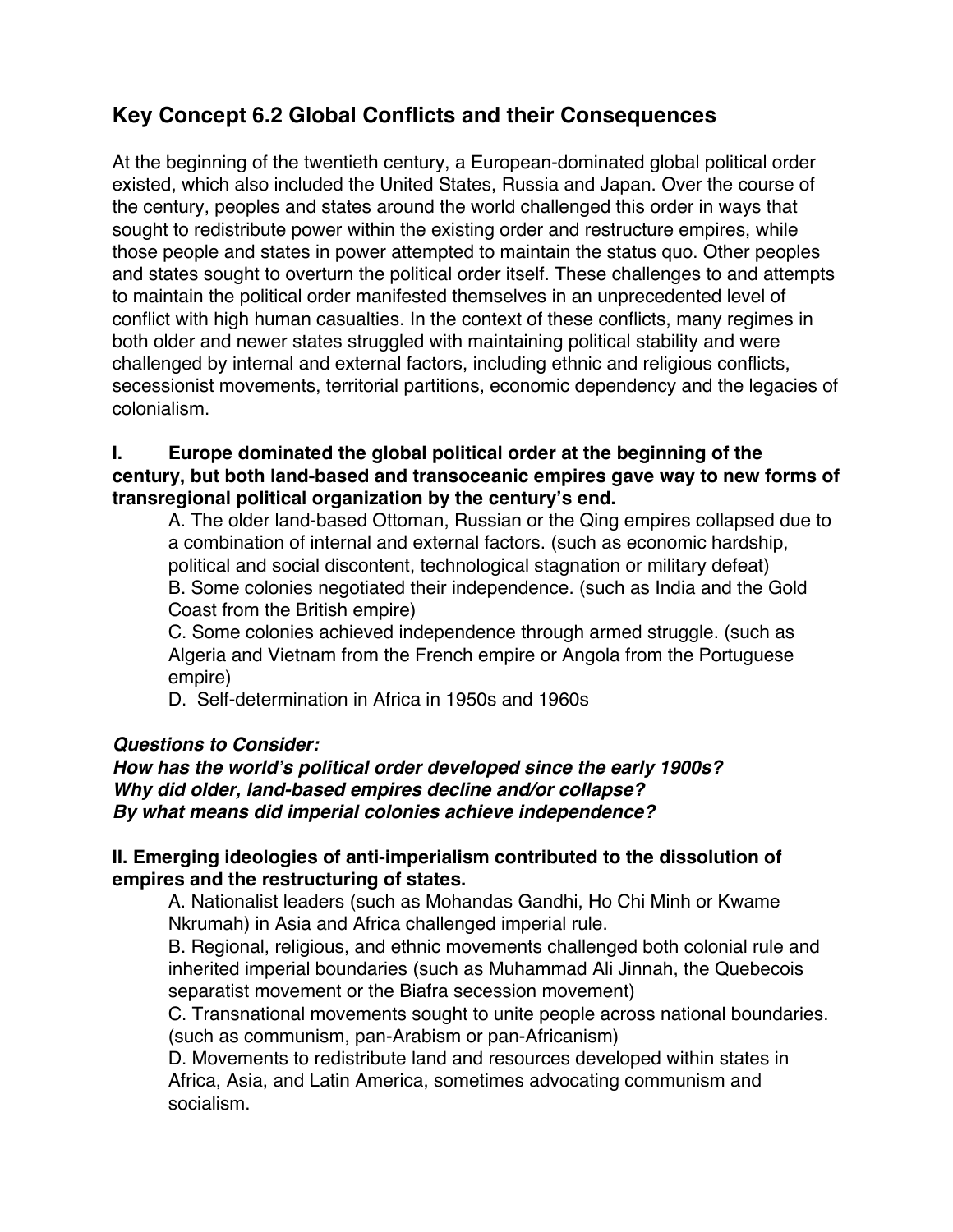# Key Concept 6.2 Global Conflicts and their Consequences

At the beginning of the twentieth century, a European-dominated global political order existed, which also included the United States, Russia and Japan. Over the course of the century, peoples and states around the world challenged this order in ways that sought to redistribute power within the existing order and restructure empires, while those people and states in power attempted to maintain the status quo. Other peoples and states sought to overturn the political order itself. These challenges to and attempts to maintain the political order manifested themselves in an unprecedented level of conflict with high human casualties. In the context of these conflicts, many regimes in both older and newer states struggled with maintaining political stability and were challenged by internal and external factors, including ethnic and religious conflicts, secessionist movements, territorial partitions, economic dependency and the legacies of colonialism.

**I. Europe dominated the global political order at the beginning of the century, but both land-based and transoceanic empires gave way to new forms of transregional political organization by the century's end.**

A. The older land-based Ottoman, Russian or the Qing empires collapsed due to a combination of internal and external factors. (such as economic hardship, political and social discontent, technological stagnation or military defeat)
B. Some colonies negotiated their independence. (such as India and the Gold Coast from the British empire)
C. Some colonies achieved independence through armed struggle. (such as Algeria and Vietnam from the French empire or Angola from the Portuguese empire)
D. Self-determination in Africa in 1950s and 1960s

***Questions to Consider:***
***How has the world's political order developed since the early 1900s?***
***Why did older, land-based empires decline and/or collapse?***
***By what means did imperial colonies achieve independence?***

**II. Emerging ideologies of anti-imperialism contributed to the dissolution of empires and the restructuring of states.**

A. Nationalist leaders (such as Mohandas Gandhi, Ho Chi Minh or Kwame Nkrumah) in Asia and Africa challenged imperial rule.
B. Regional, religious, and ethnic movements challenged both colonial rule and inherited imperial boundaries (such as Muhammad Ali Jinnah, the Quebecois separatist movement or the Biafra secession movement)
C. Transnational movements sought to unite people across national boundaries. (such as communism, pan-Arabism or pan-Africanism)
D. Movements to redistribute land and resources developed within states in Africa, Asia, and Latin America, sometimes advocating communism and socialism.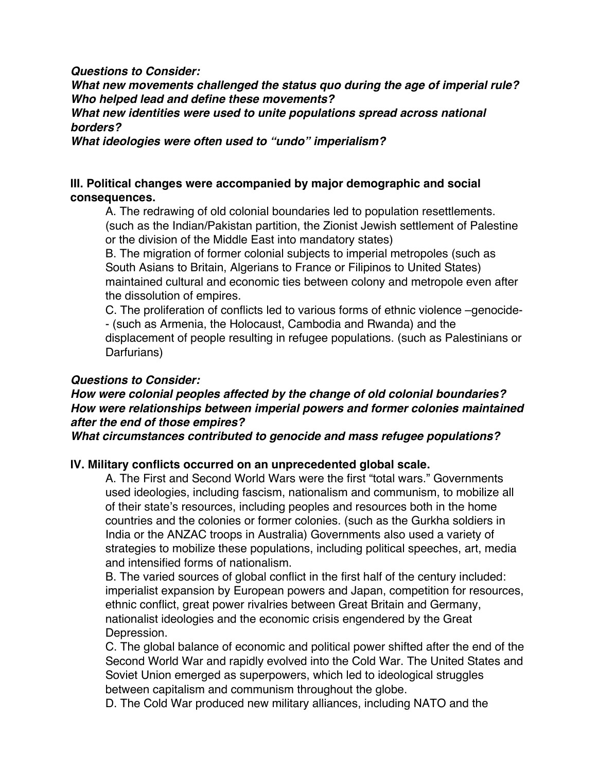***Questions to Consider:***
***What new movements challenged the status quo during the age of imperial rule?***
***Who helped lead and define these movements?***
***What new identities were used to unite populations spread across national borders?***
***What ideologies were often used to "undo" imperialism?***

**III. Political changes were accompanied by major demographic and social consequences.**

A. The redrawing of old colonial boundaries led to population resettlements. (such as the Indian/Pakistan partition, the Zionist Jewish settlement of Palestine or the division of the Middle East into mandatory states)

B. The migration of former colonial subjects to imperial metropoles (such as South Asians to Britain, Algerians to France or Filipinos to United States) maintained cultural and economic ties between colony and metropole even after the dissolution of empires.

C. The proliferation of conflicts led to various forms of ethnic violence –genocide-- (such as Armenia, the Holocaust, Cambodia and Rwanda) and the displacement of people resulting in refugee populations. (such as Palestinians or Darfurians)

***Questions to Consider:***
***How were colonial peoples affected by the change of old colonial boundaries?***
***How were relationships between imperial powers and former colonies maintained after the end of those empires?***
***What circumstances contributed to genocide and mass refugee populations?***

**IV. Military conflicts occurred on an unprecedented global scale.**

A. The First and Second World Wars were the first "total wars." Governments used ideologies, including fascism, nationalism and communism, to mobilize all of their state's resources, including peoples and resources both in the home countries and the colonies or former colonies. (such as the Gurkha soldiers in India or the ANZAC troops in Australia) Governments also used a variety of strategies to mobilize these populations, including political speeches, art, media and intensified forms of nationalism.

B. The varied sources of global conflict in the first half of the century included: imperialist expansion by European powers and Japan, competition for resources, ethnic conflict, great power rivalries between Great Britain and Germany, nationalist ideologies and the economic crisis engendered by the Great Depression.

C. The global balance of economic and political power shifted after the end of the Second World War and rapidly evolved into the Cold War. The United States and Soviet Union emerged as superpowers, which led to ideological struggles between capitalism and communism throughout the globe.

D. The Cold War produced new military alliances, including NATO and the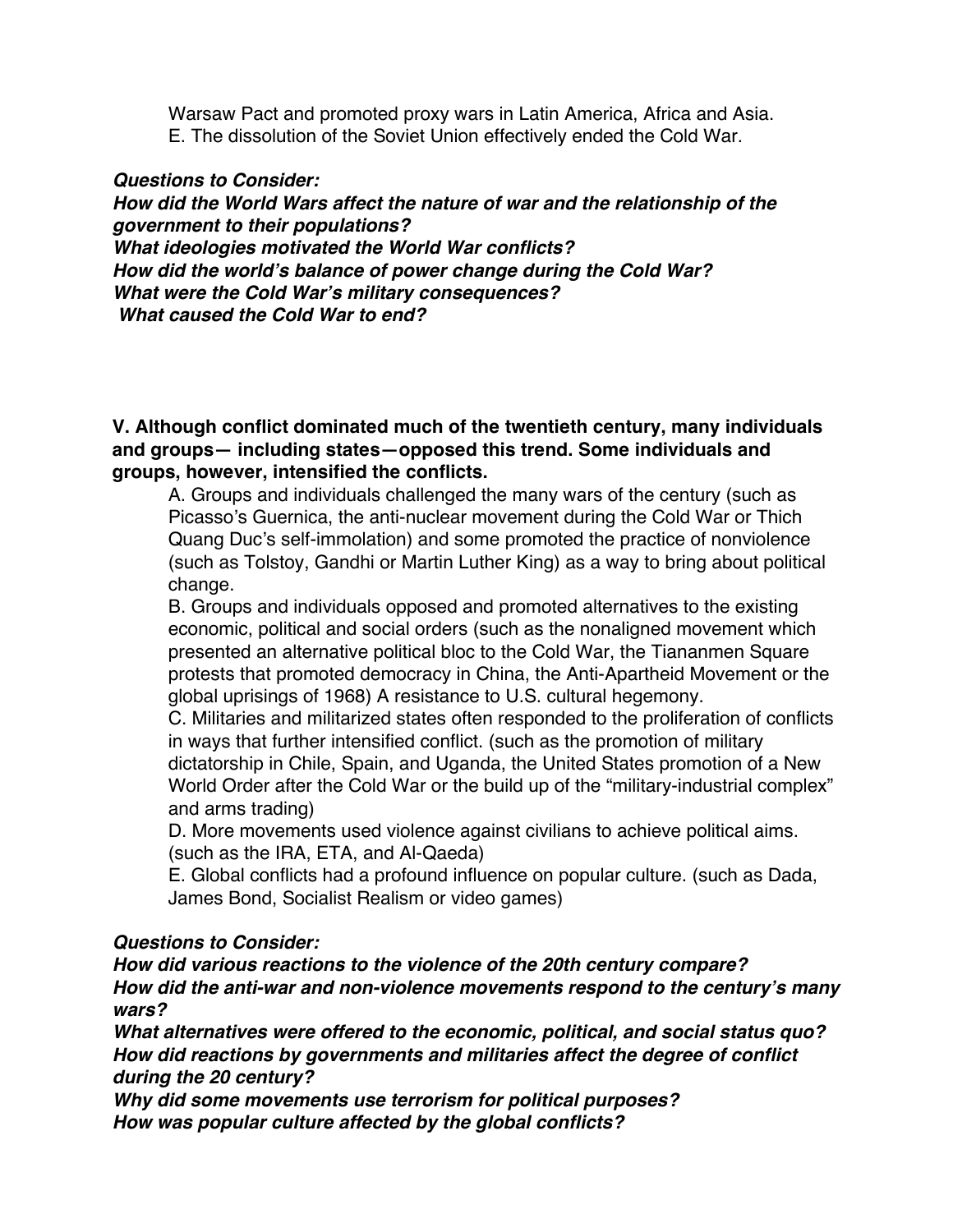Warsaw Pact and promoted proxy wars in Latin America, Africa and Asia.

E. The dissolution of the Soviet Union effectively ended the Cold War.

***Questions to Consider:***
***How did the World Wars affect the nature of war and the relationship of the government to their populations?***
***What ideologies motivated the World War conflicts?***
***How did the world's balance of power change during the Cold War?***
***What were the Cold War's military consequences?***
***What caused the Cold War to end?***

**V. Although conflict dominated much of the twentieth century, many individuals and groups— including states—opposed this trend. Some individuals and groups, however, intensified the conflicts.**

A. Groups and individuals challenged the many wars of the century (such as Picasso's Guernica, the anti-nuclear movement during the Cold War or Thich Quang Duc's self-immolation) and some promoted the practice of nonviolence (such as Tolstoy, Gandhi or Martin Luther King) as a way to bring about political change.

B. Groups and individuals opposed and promoted alternatives to the existing economic, political and social orders (such as the nonaligned movement which presented an alternative political bloc to the Cold War, the Tiananmen Square protests that promoted democracy in China, the Anti-Apartheid Movement or the global uprisings of 1968) A resistance to U.S. cultural hegemony.

C. Militaries and militarized states often responded to the proliferation of conflicts in ways that further intensified conflict. (such as the promotion of military dictatorship in Chile, Spain, and Uganda, the United States promotion of a New World Order after the Cold War or the build up of the "military-industrial complex" and arms trading)

D. More movements used violence against civilians to achieve political aims. (such as the IRA, ETA, and Al-Qaeda)

E. Global conflicts had a profound influence on popular culture. (such as Dada, James Bond, Socialist Realism or video games)

***Questions to Consider:***
***How did various reactions to the violence of the 20th century compare?***
***How did the anti-war and non-violence movements respond to the century's many wars?***
***What alternatives were offered to the economic, political, and social status quo?***
***How did reactions by governments and militaries affect the degree of conflict during the 20 century?***
***Why did some movements use terrorism for political purposes?***
***How was popular culture affected by the global conflicts?***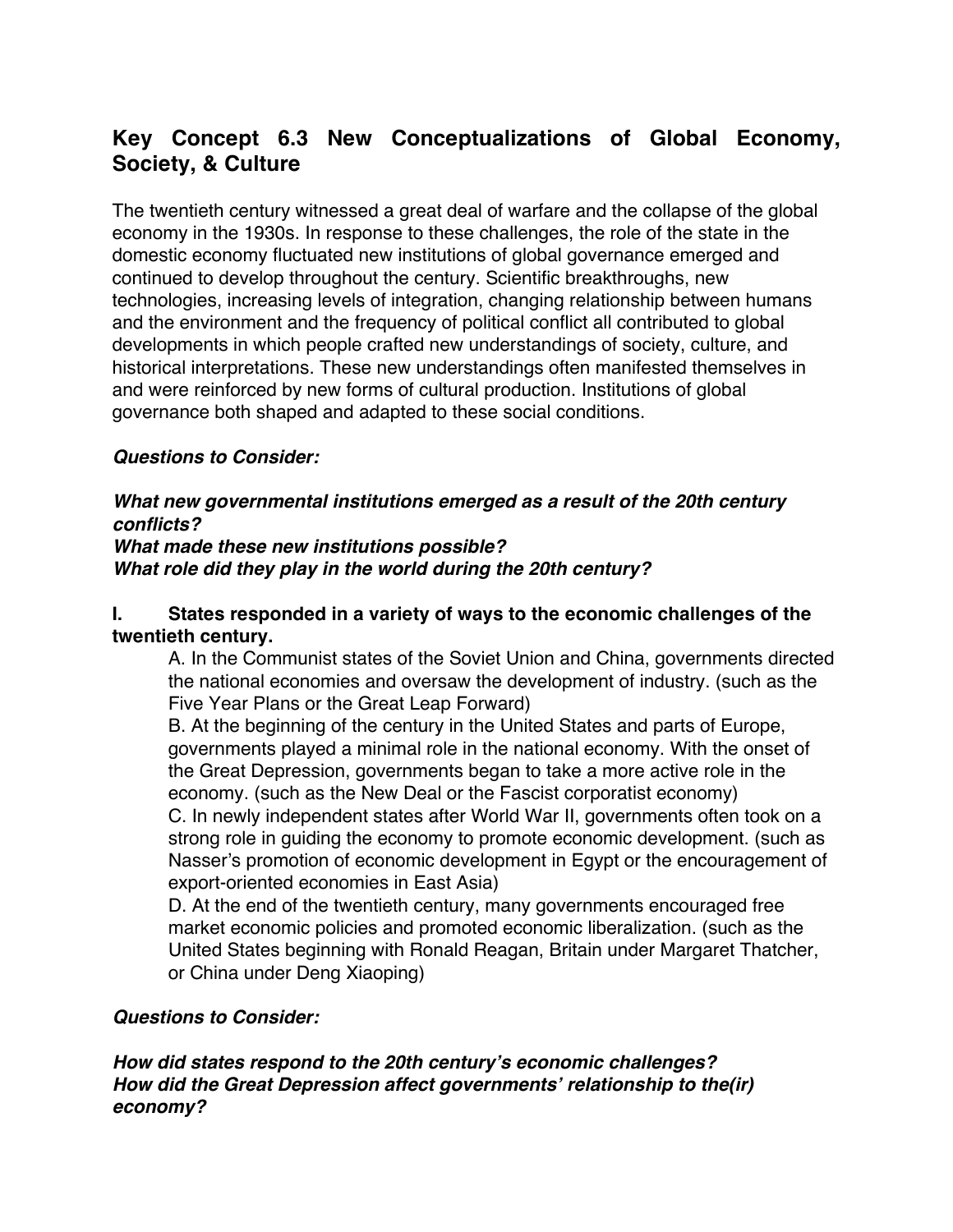## Key Concept 6.3 New Conceptualizations of Global Economy, Society, & Culture

The twentieth century witnessed a great deal of warfare and the collapse of the global economy in the 1930s. In response to these challenges, the role of the state in the domestic economy fluctuated new institutions of global governance emerged and continued to develop throughout the century. Scientific breakthroughs, new technologies, increasing levels of integration, changing relationship between humans and the environment and the frequency of political conflict all contributed to global developments in which people crafted new understandings of society, culture, and historical interpretations. These new understandings often manifested themselves in and were reinforced by new forms of cultural production. Institutions of global governance both shaped and adapted to these social conditions.

***Questions to Consider:***

***What new governmental institutions emerged as a result of the 20th century conflicts?***
***What made these new institutions possible?***
***What role did they play in the world during the 20th century?***

**I. States responded in a variety of ways to the economic challenges of the twentieth century.**

A. In the Communist states of the Soviet Union and China, governments directed the national economies and oversaw the development of industry. (such as the Five Year Plans or the Great Leap Forward)

B. At the beginning of the century in the United States and parts of Europe, governments played a minimal role in the national economy. With the onset of the Great Depression, governments began to take a more active role in the economy. (such as the New Deal or the Fascist corporatist economy)

C. In newly independent states after World War II, governments often took on a strong role in guiding the economy to promote economic development. (such as Nasser's promotion of economic development in Egypt or the encouragement of export-oriented economies in East Asia)

D. At the end of the twentieth century, many governments encouraged free market economic policies and promoted economic liberalization. (such as the United States beginning with Ronald Reagan, Britain under Margaret Thatcher, or China under Deng Xiaoping)

***Questions to Consider:***

***How did states respond to the 20th century's economic challenges?***
***How did the Great Depression affect governments' relationship to the(ir) economy?***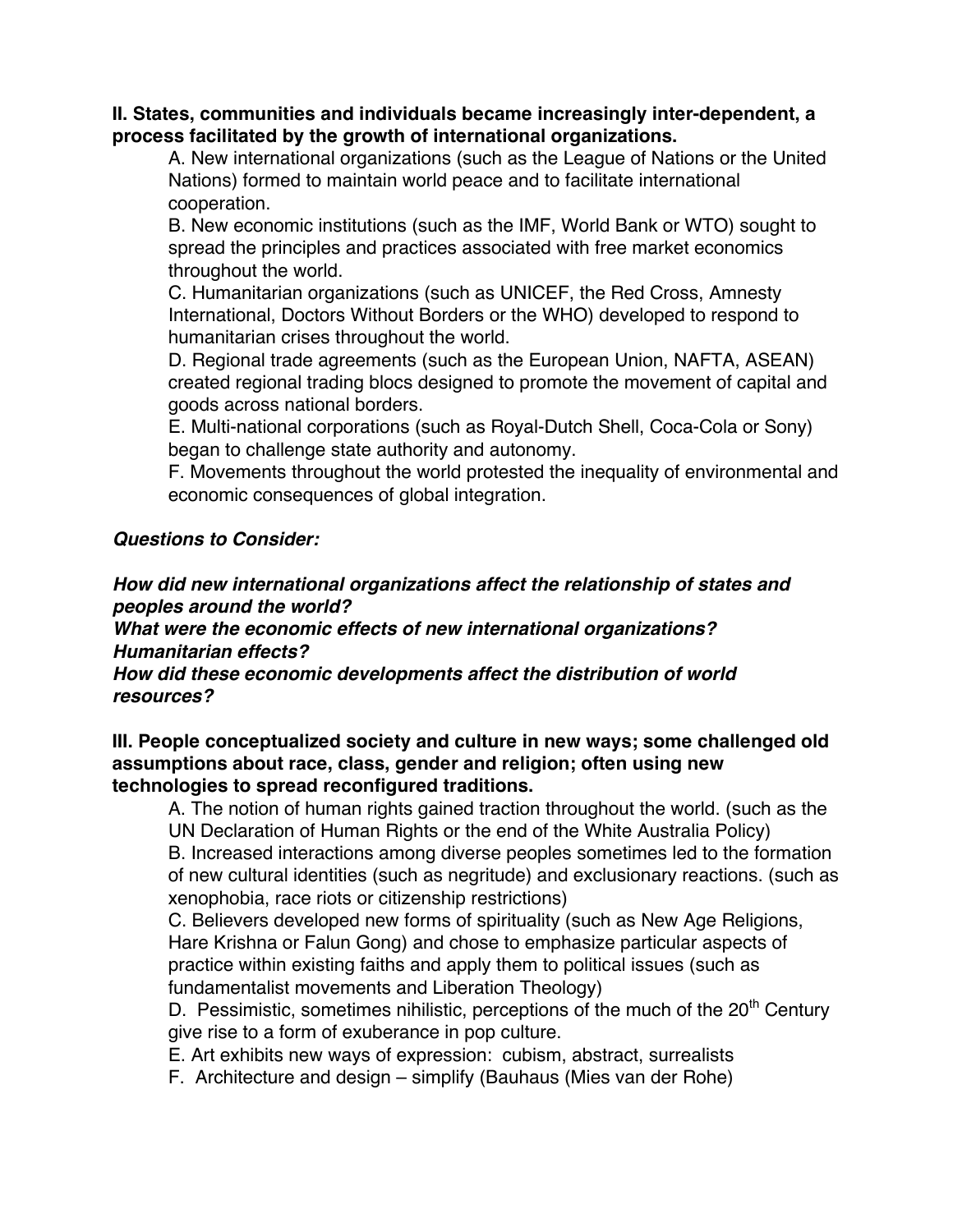**II. States, communities and individuals became increasingly inter-dependent, a process facilitated by the growth of international organizations.**

A. New international organizations (such as the League of Nations or the United Nations) formed to maintain world peace and to facilitate international cooperation.

B. New economic institutions (such as the IMF, World Bank or WTO) sought to spread the principles and practices associated with free market economics throughout the world.

C. Humanitarian organizations (such as UNICEF, the Red Cross, Amnesty International, Doctors Without Borders or the WHO) developed to respond to humanitarian crises throughout the world.

D. Regional trade agreements (such as the European Union, NAFTA, ASEAN) created regional trading blocs designed to promote the movement of capital and goods across national borders.

E. Multi-national corporations (such as Royal-Dutch Shell, Coca-Cola or Sony) began to challenge state authority and autonomy.

F. Movements throughout the world protested the inequality of environmental and economic consequences of global integration.

***Questions to Consider:***

***How did new international organizations affect the relationship of states and peoples around the world?***
***What were the economic effects of new international organizations? Humanitarian effects?***
***How did these economic developments affect the distribution of world resources?***

**III. People conceptualized society and culture in new ways; some challenged old assumptions about race, class, gender and religion; often using new technologies to spread reconfigured traditions.**

A. The notion of human rights gained traction throughout the world. (such as the UN Declaration of Human Rights or the end of the White Australia Policy)

B. Increased interactions among diverse peoples sometimes led to the formation of new cultural identities (such as negritude) and exclusionary reactions. (such as xenophobia, race riots or citizenship restrictions)

C. Believers developed new forms of spirituality (such as New Age Religions, Hare Krishna or Falun Gong) and chose to emphasize particular aspects of practice within existing faiths and apply them to political issues (such as fundamentalist movements and Liberation Theology)

D. Pessimistic, sometimes nihilistic, perceptions of the much of the 20th Century give rise to a form of exuberance in pop culture.

E. Art exhibits new ways of expression: cubism, abstract, surrealists

F. Architecture and design – simplify (Bauhaus (Mies van der Rohe)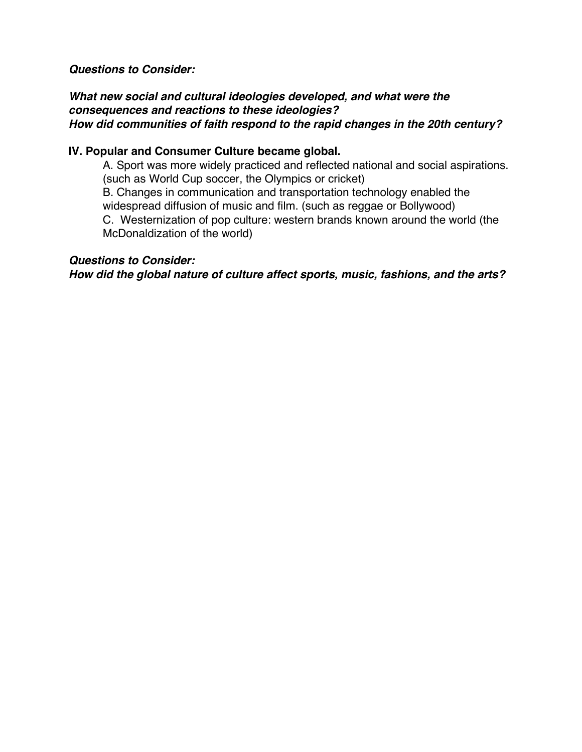***Questions to Consider:***

***What new social and cultural ideologies developed, and what were the consequences and reactions to these ideologies?***
***How did communities of faith respond to the rapid changes in the 20th century?***

**IV. Popular and Consumer Culture became global.**

A. Sport was more widely practiced and reflected national and social aspirations. (such as World Cup soccer, the Olympics or cricket)
B. Changes in communication and transportation technology enabled the widespread diffusion of music and film. (such as reggae or Bollywood)
C. Westernization of pop culture: western brands known around the world (the McDonaldization of the world)

***Questions to Consider:***
***How did the global nature of culture affect sports, music, fashions, and the arts?***